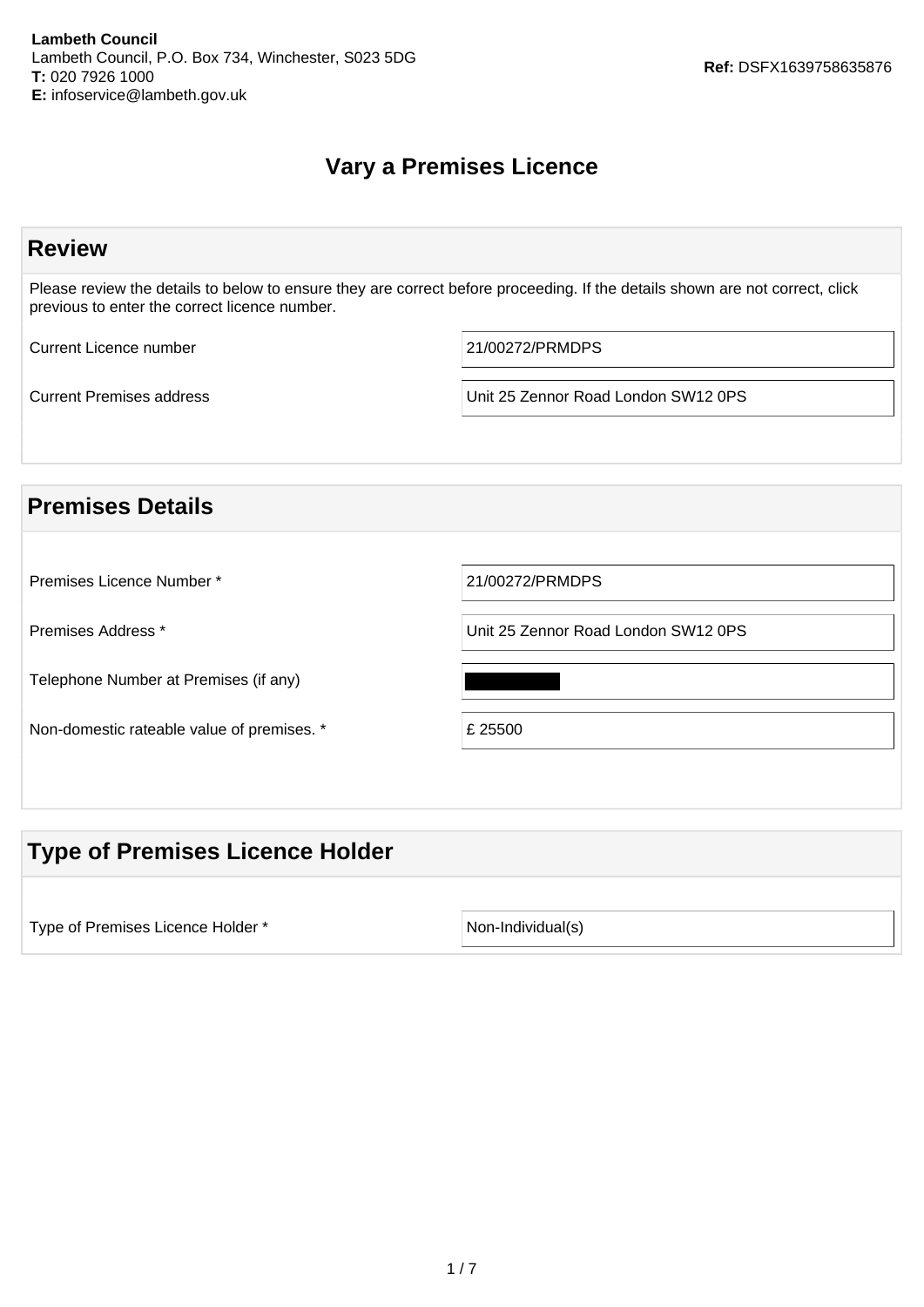**Lambeth Council**
Lambeth Council, P.O. Box 734, Winchester, S023 5DG
**T:** 020 7926 1000
**E:** infoservice@lambeth.gov.uk

**Ref:** DSFX1639758635876

# Vary a Premises Licence

## Review

Please review the details to below to ensure they are correct before proceeding. If the details shown are not correct, click previous to enter the correct licence number.

| | |
|---|---|
| Current Licence number | 21/00272/PRMDPS |
| Current Premises address | Unit 25 Zennor Road London SW12 0PS |

## Premises Details

| | |
|---|---|
| Premises Licence Number * | 21/00272/PRMDPS |
| Premises Address * | Unit 25 Zennor Road London SW12 0PS |
| Telephone Number at Premises (if any) | [REDACTED] |
| Non-domestic rateable value of premises. * | £ 25500 |

## Type of Premises Licence Holder

| | |
|---|---|
| Type of Premises Licence Holder * | Non-Individual(s) |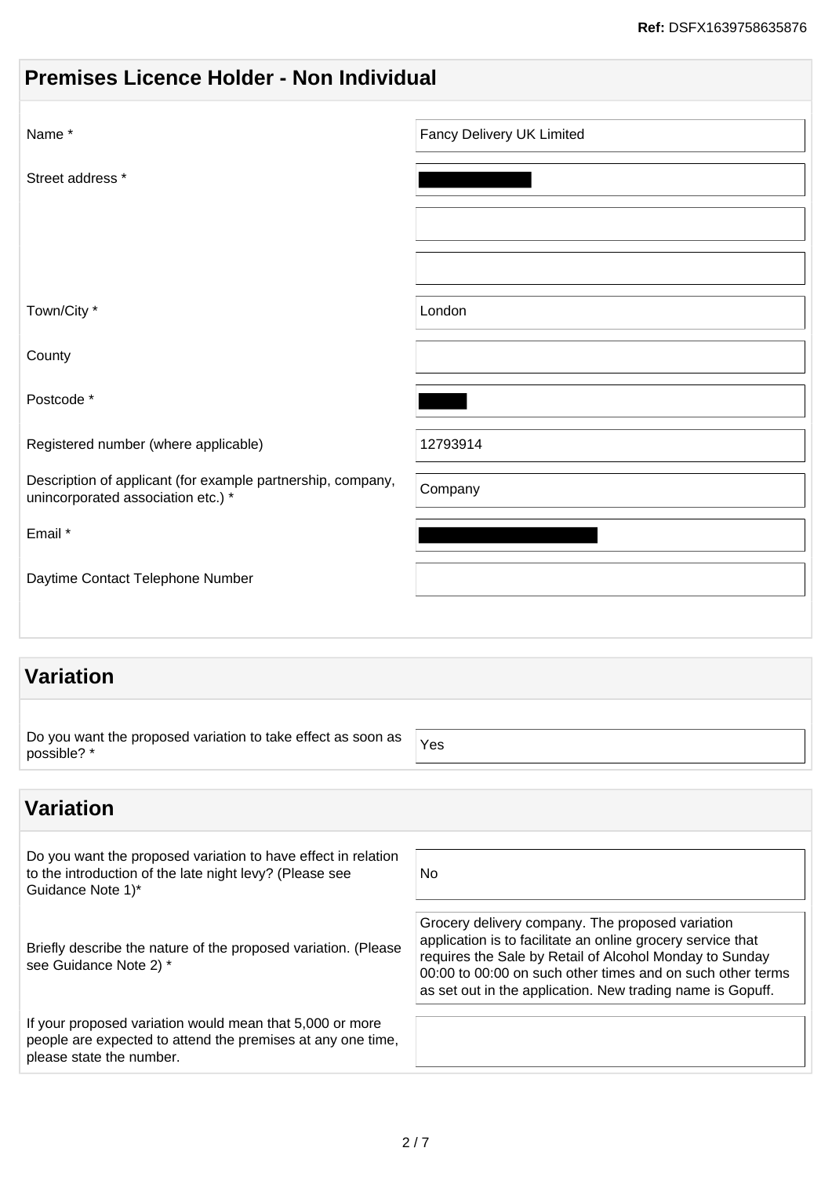Ref: DSFX1639758635876

## Premises Licence Holder - Non Individual

| Field | Value |
|---|---|
| Name * | Fancy Delivery UK Limited |
| Street address * | [REDACTED] |
| | |
| | |
| Town/City * | London |
| County | |
| Postcode * | [REDACTED] |
| Registered number (where applicable) | 12793914 |
| Description of applicant (for example partnership, company, unincorporated association etc.) * | Company |
| Email * | [REDACTED] |
| Daytime Contact Telephone Number | |

## Variation

| Field | Value |
|---|---|
| Do you want the proposed variation to take effect as soon as possible? * | Yes |

## Variation

| Field | Value |
|---|---|
| Do you want the proposed variation to have effect in relation to the introduction of the late night levy? (Please see Guidance Note 1)* | No |
| Briefly describe the nature of the proposed variation. (Please see Guidance Note 2) * | Grocery delivery company. The proposed variation application is to facilitate an online grocery service that requires the Sale by Retail of Alcohol Monday to Sunday 00:00 to 00:00 on such other times and on such other terms as set out in the application. New trading name is Gopuff. |
| If your proposed variation would mean that 5,000 or more people are expected to attend the premises at any one time, please state the number. | |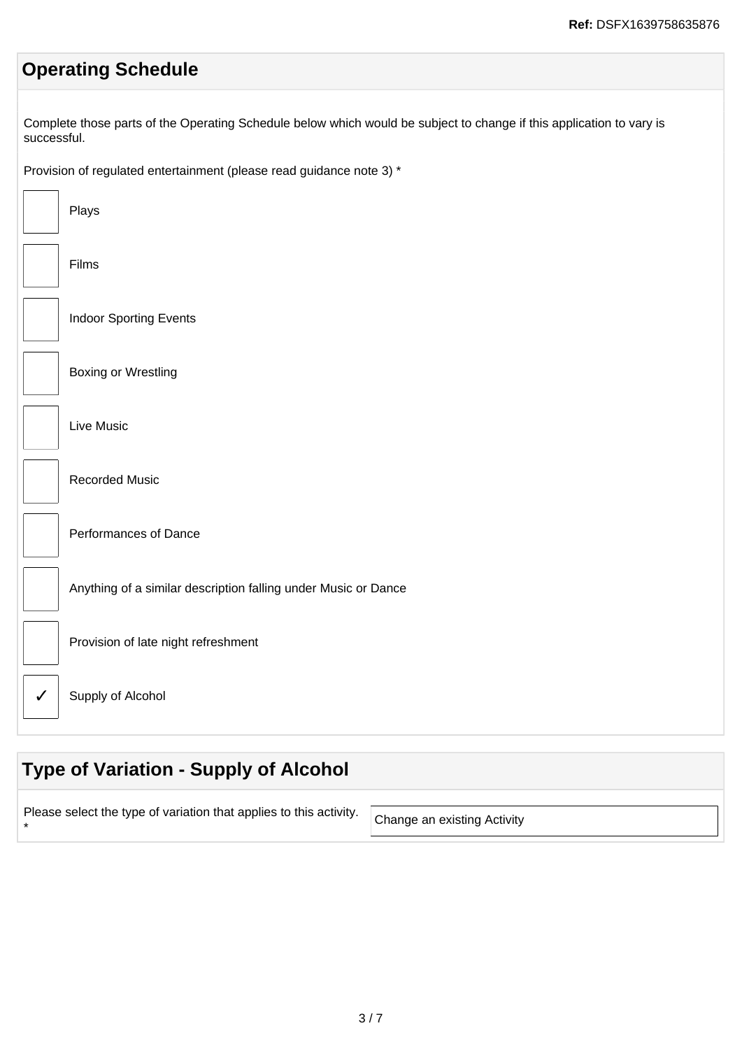## Operating Schedule

Complete those parts of the Operating Schedule below which would be subject to change if this application to vary is successful.

Provision of regulated entertainment (please read guidance note 3) *

- [ ] Plays
- [ ] Films
- [ ] Indoor Sporting Events
- [ ] Boxing or Wrestling
- [ ] Live Music
- [ ] Recorded Music
- [ ] Performances of Dance
- [ ] Anything of a similar description falling under Music or Dance
- [ ] Provision of late night refreshment
- [x] Supply of Alcohol

## Type of Variation - Supply of Alcohol

| Please select the type of variation that applies to this activity. * | Change an existing Activity |
|---|---|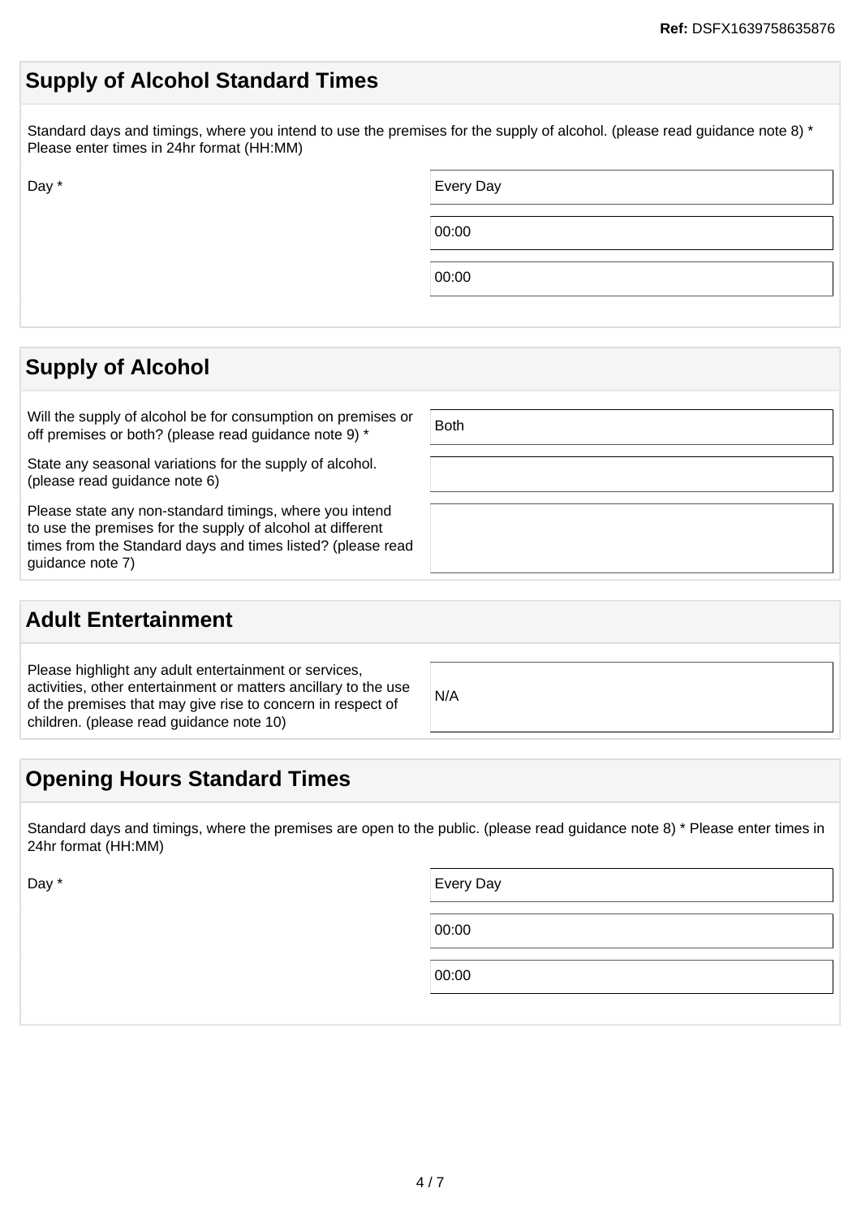## Supply of Alcohol Standard Times

Standard days and timings, where you intend to use the premises for the supply of alcohol. (please read guidance note 8) * Please enter times in 24hr format (HH:MM)

| | |
|---|---|
| Day * | Every Day |
| | 00:00 |
| | 00:00 |

## Supply of Alcohol

| | |
|---|---|
| Will the supply of alcohol be for consumption on premises or off premises or both? (please read guidance note 9) * | Both |
| State any seasonal variations for the supply of alcohol. (please read guidance note 6) | |
| Please state any non-standard timings, where you intend to use the premises for the supply of alcohol at different times from the Standard days and times listed? (please read guidance note 7) | |

## Adult Entertainment

| | |
|---|---|
| Please highlight any adult entertainment or services, activities, other entertainment or matters ancillary to the use of the premises that may give rise to concern in respect of children. (please read guidance note 10) | N/A |

## Opening Hours Standard Times

Standard days and timings, where the premises are open to the public. (please read guidance note 8) * Please enter times in 24hr format (HH:MM)

| | |
|---|---|
| Day * | Every Day |
| | 00:00 |
| | 00:00 |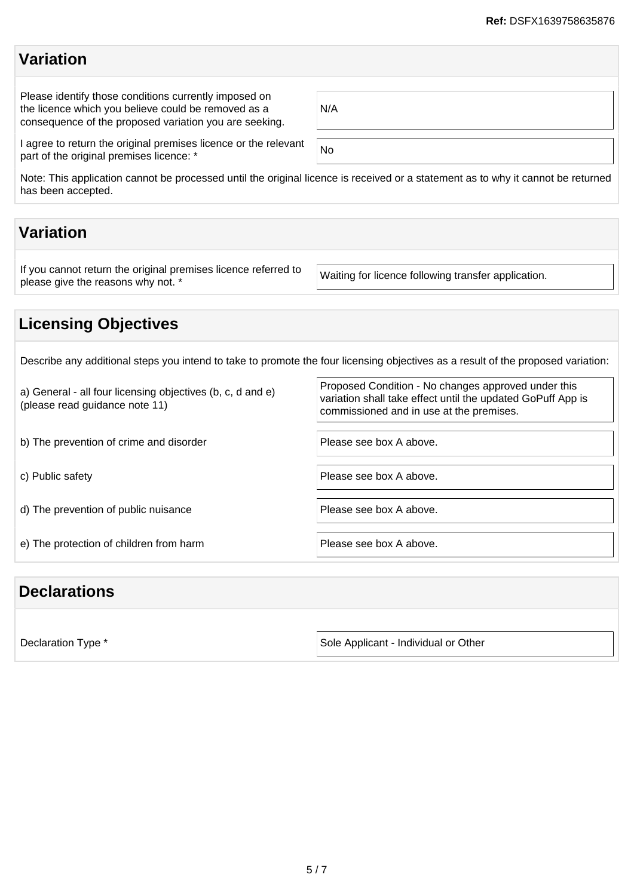Ref: DSFX1639758635876

## Variation

| | |
|---|---|
| Please identify those conditions currently imposed on the licence which you believe could be removed as a consequence of the proposed variation you are seeking. | N/A |
| I agree to return the original premises licence or the relevant part of the original premises licence: * | No |

Note: This application cannot be processed until the original licence is received or a statement as to why it cannot be returned has been accepted.

## Variation

| | |
|---|---|
| If you cannot return the original premises licence referred to please give the reasons why not. * | Waiting for licence following transfer application. |

## Licensing Objectives

Describe any additional steps you intend to take to promote the four licensing objectives as a result of the proposed variation:

| | |
|---|---|
| a) General - all four licensing objectives (b, c, d and e) (please read guidance note 11) | Proposed Condition - No changes approved under this variation shall take effect until the updated GoPuff App is commissioned and in use at the premises. |
| b) The prevention of crime and disorder | Please see box A above. |
| c) Public safety | Please see box A above. |
| d) The prevention of public nuisance | Please see box A above. |
| e) The protection of children from harm | Please see box A above. |

## Declarations

| | |
|---|---|
| Declaration Type * | Sole Applicant - Individual or Other |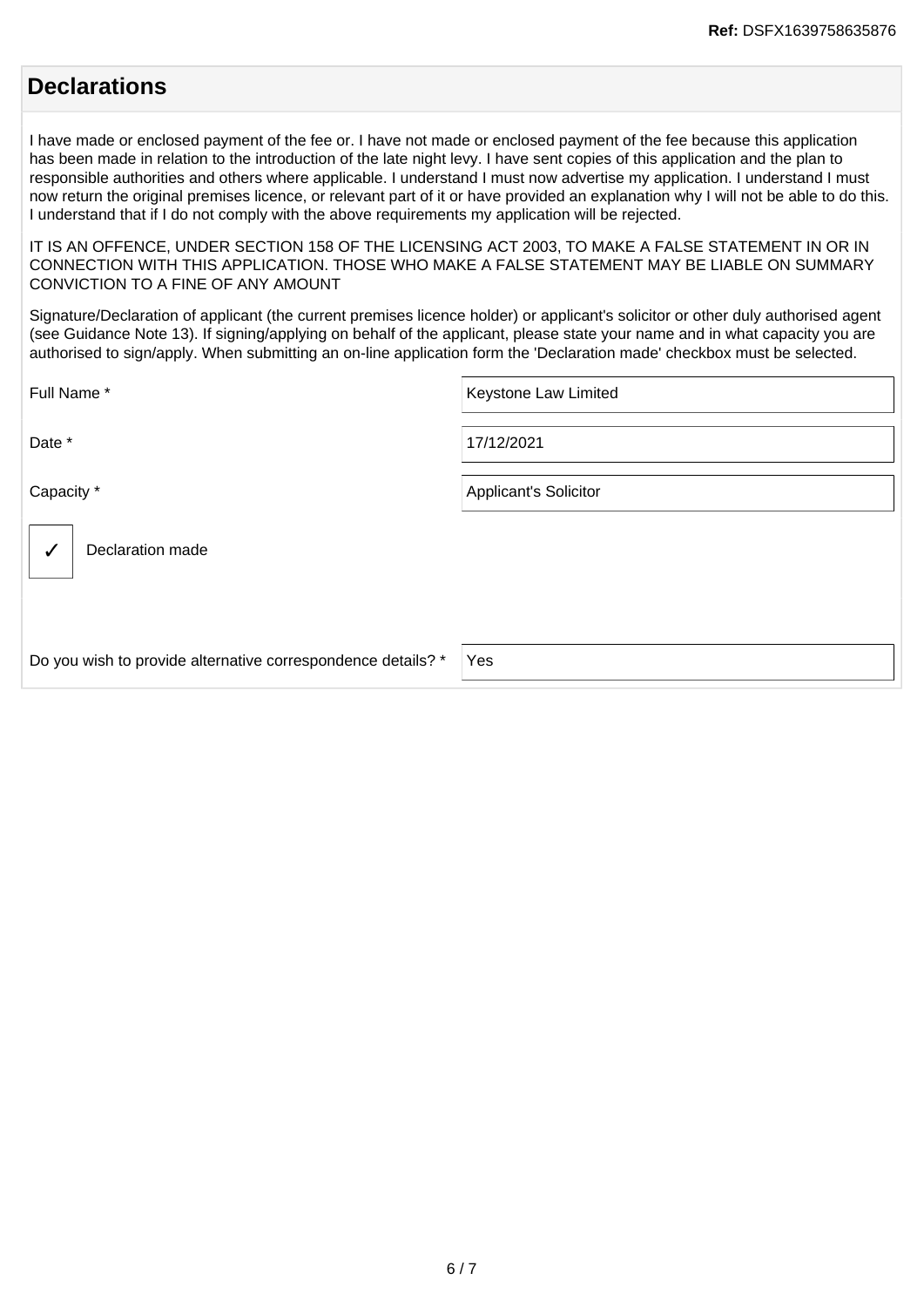## Declarations

I have made or enclosed payment of the fee or. I have not made or enclosed payment of the fee because this application has been made in relation to the introduction of the late night levy. I have sent copies of this application and the plan to responsible authorities and others where applicable. I understand I must now advertise my application. I understand I must now return the original premises licence, or relevant part of it or have provided an explanation why I will not be able to do this. I understand that if I do not comply with the above requirements my application will be rejected.

IT IS AN OFFENCE, UNDER SECTION 158 OF THE LICENSING ACT 2003, TO MAKE A FALSE STATEMENT IN OR IN CONNECTION WITH THIS APPLICATION. THOSE WHO MAKE A FALSE STATEMENT MAY BE LIABLE ON SUMMARY CONVICTION TO A FINE OF ANY AMOUNT

Signature/Declaration of applicant (the current premises licence holder) or applicant's solicitor or other duly authorised agent (see Guidance Note 13). If signing/applying on behalf of the applicant, please state your name and in what capacity you are authorised to sign/apply. When submitting an on-line application form the 'Declaration made' checkbox must be selected.

| Field | Value |
| --- | --- |
| Full Name * | Keystone Law Limited |
| Date * | 17/12/2021 |
| Capacity * | Applicant's Solicitor |

☑ Declaration made

| Field | Value |
| --- | --- |
| Do you wish to provide alternative correspondence details? * | Yes |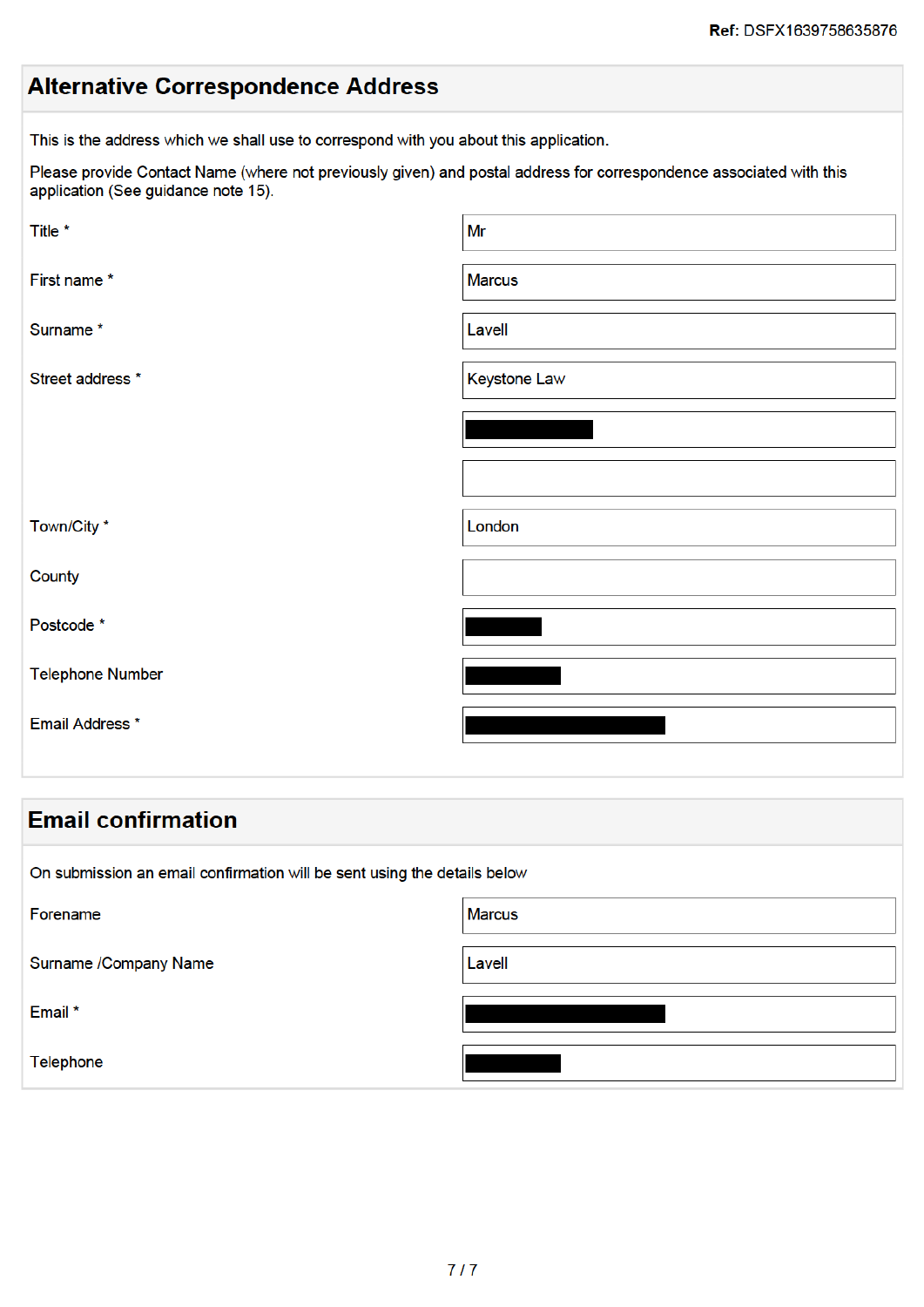Ref: DSFX1639758635876

## Alternative Correspondence Address

This is the address which we shall use to correspond with you about this application.

Please provide Contact Name (where not previously given) and postal address for correspondence associated with this application (See guidance note 15).

| | |
|---|---|
| Title * | Mr |
| First name * | Marcus |
| Surname * | Lavell |
| Street address * | Keystone Law |
| | [REDACTED] |
| | |
| Town/City * | London |
| County | |
| Postcode * | [REDACTED] |
| Telephone Number | [REDACTED] |
| Email Address * | [REDACTED] |

## Email confirmation

On submission an email confirmation will be sent using the details below

| | |
|---|---|
| Forename | Marcus |
| Surname /Company Name | Lavell |
| Email * | [REDACTED] |
| Telephone | [REDACTED] |